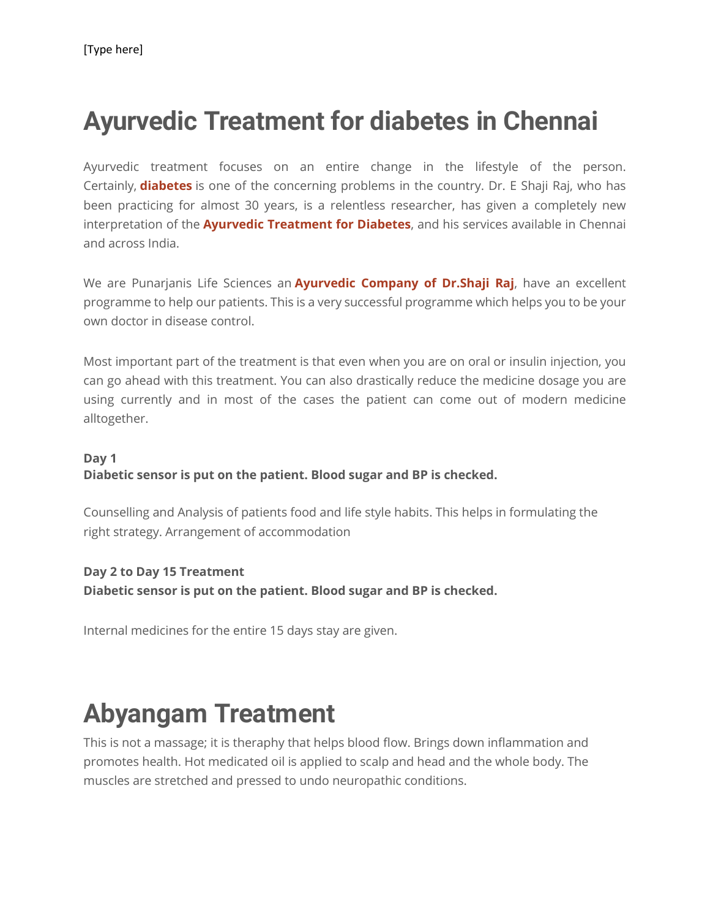[Type here]

# Ayurvedic Treatment for diabetes in Chennai

Ayurvedic treatment focuses on an entire change in the lifestyle of the person. Certainly, **diabetes** is one of the concerning problems in the country. Dr. E Shaji Raj, who has been practicing for almost 30 years, is a relentless researcher, has given a completely new interpretation of the **Ayurvedic Treatment for Diabetes**, and his services available in Chennai and across India.

We are Punarjanis Life Sciences an **Ayurvedic Company of Dr.Shaji Raj**, have an excellent programme to help our patients. This is a very successful programme which helps you to be your own doctor in disease control.

Most important part of the treatment is that even when you are on oral or insulin injection, you can go ahead with this treatment. You can also drastically reduce the medicine dosage you are using currently and in most of the cases the patient can come out of modern medicine alltogether.

**Day 1**
**Diabetic sensor is put on the patient. Blood sugar and BP is checked.**

Counselling and Analysis of patients food and life style habits. This helps in formulating the right strategy. Arrangement of accommodation

**Day 2 to Day 15 Treatment**
**Diabetic sensor is put on the patient. Blood sugar and BP is checked.**

Internal medicines for the entire 15 days stay are given.

# Abyangam Treatment

This is not a massage; it is theraphy that helps blood flow. Brings down inflammation and promotes health. Hot medicated oil is applied to scalp and head and the whole body. The muscles are stretched and pressed to undo neuropathic conditions.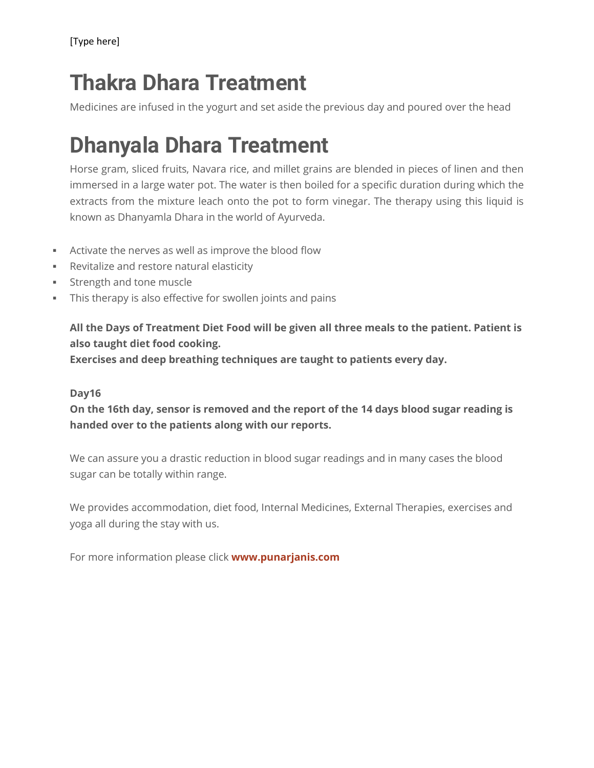# Thakra Dhara Treatment

Medicines are infused in the yogurt and set aside the previous day and poured over the head

# Dhanyala Dhara Treatment

Horse gram, sliced fruits, Navara rice, and millet grains are blended in pieces of linen and then immersed in a large water pot. The water is then boiled for a specific duration during which the extracts from the mixture leach onto the pot to form vinegar. The therapy using this liquid is known as Dhanyamla Dhara in the world of Ayurveda.

- Activate the nerves as well as improve the blood flow
- Revitalize and restore natural elasticity
- Strength and tone muscle
- This therapy is also effective for swollen joints and pains

**All the Days of Treatment Diet Food will be given all three meals to the patient. Patient is also taught diet food cooking.**
**Exercises and deep breathing techniques are taught to patients every day.**

**Day16**
**On the 16th day, sensor is removed and the report of the 14 days blood sugar reading is handed over to the patients along with our reports.**

We can assure you a drastic reduction in blood sugar readings and in many cases the blood sugar can be totally within range.

We provides accommodation, diet food, Internal Medicines, External Therapies, exercises and yoga all during the stay with us.

For more information please click **www.punarjanis.com**